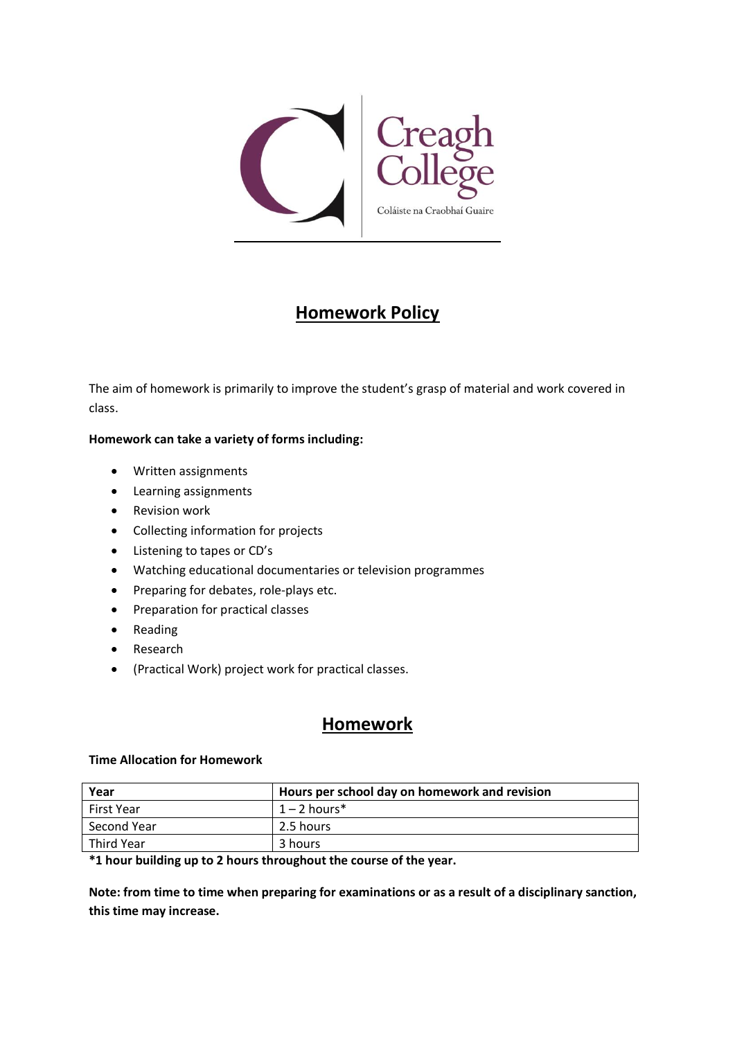Creagh College

Coláiste na Craobhaí Guaire

# Homework Policy

The aim of homework is primarily to improve the student's grasp of material and work covered in class.

**Homework can take a variety of forms including:**

- Written assignments
- Learning assignments
- Revision work
- Collecting information for projects
- Listening to tapes or CD's
- Watching educational documentaries or television programmes
- Preparing for debates, role-plays etc.
- Preparation for practical classes
- Reading
- Research
- (Practical Work) project work for practical classes.

## Homework

**Time Allocation for Homework**

| Year | Hours per school day on homework and revision |
|---|---|
| First Year | 1 – 2 hours* |
| Second Year | 2.5 hours |
| Third Year | 3 hours |

**\*1 hour building up to 2 hours throughout the course of the year.**

**Note: from time to time when preparing for examinations or as a result of a disciplinary sanction, this time may increase.**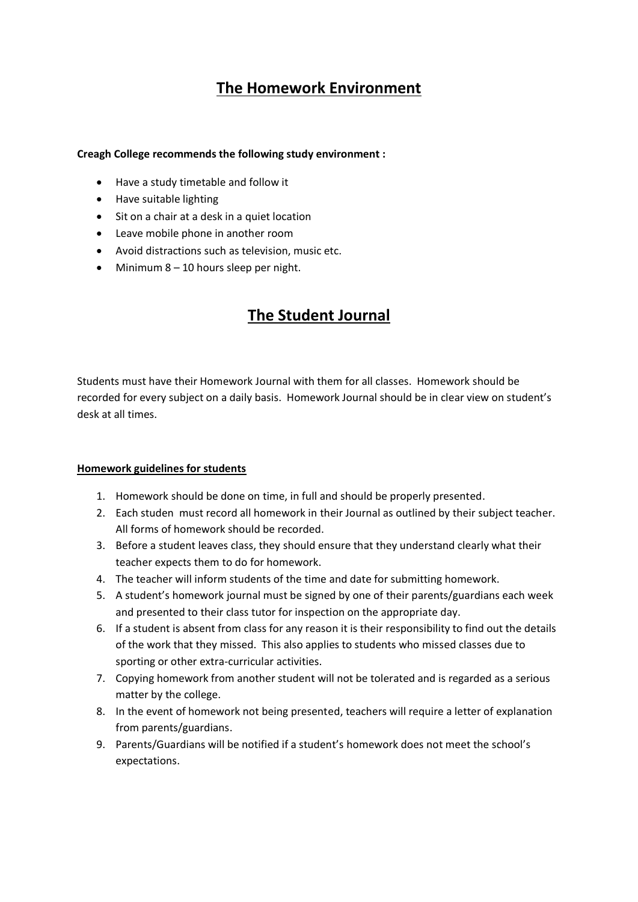# The Homework Environment

**Creagh College recommends the following study environment :**

- Have a study timetable and follow it
- Have suitable lighting
- Sit on a chair at a desk in a quiet location
- Leave mobile phone in another room
- Avoid distractions such as television, music etc.
- Minimum 8 – 10 hours sleep per night.

# The Student Journal

Students must have their Homework Journal with them for all classes. Homework should be recorded for every subject on a daily basis. Homework Journal should be in clear view on student's desk at all times.

**Homework guidelines for students**

1. Homework should be done on time, in full and should be properly presented.
2. Each studen must record all homework in their Journal as outlined by their subject teacher. All forms of homework should be recorded.
3. Before a student leaves class, they should ensure that they understand clearly what their teacher expects them to do for homework.
4. The teacher will inform students of the time and date for submitting homework.
5. A student's homework journal must be signed by one of their parents/guardians each week and presented to their class tutor for inspection on the appropriate day.
6. If a student is absent from class for any reason it is their responsibility to find out the details of the work that they missed. This also applies to students who missed classes due to sporting or other extra-curricular activities.
7. Copying homework from another student will not be tolerated and is regarded as a serious matter by the college.
8. In the event of homework not being presented, teachers will require a letter of explanation from parents/guardians.
9. Parents/Guardians will be notified if a student's homework does not meet the school's expectations.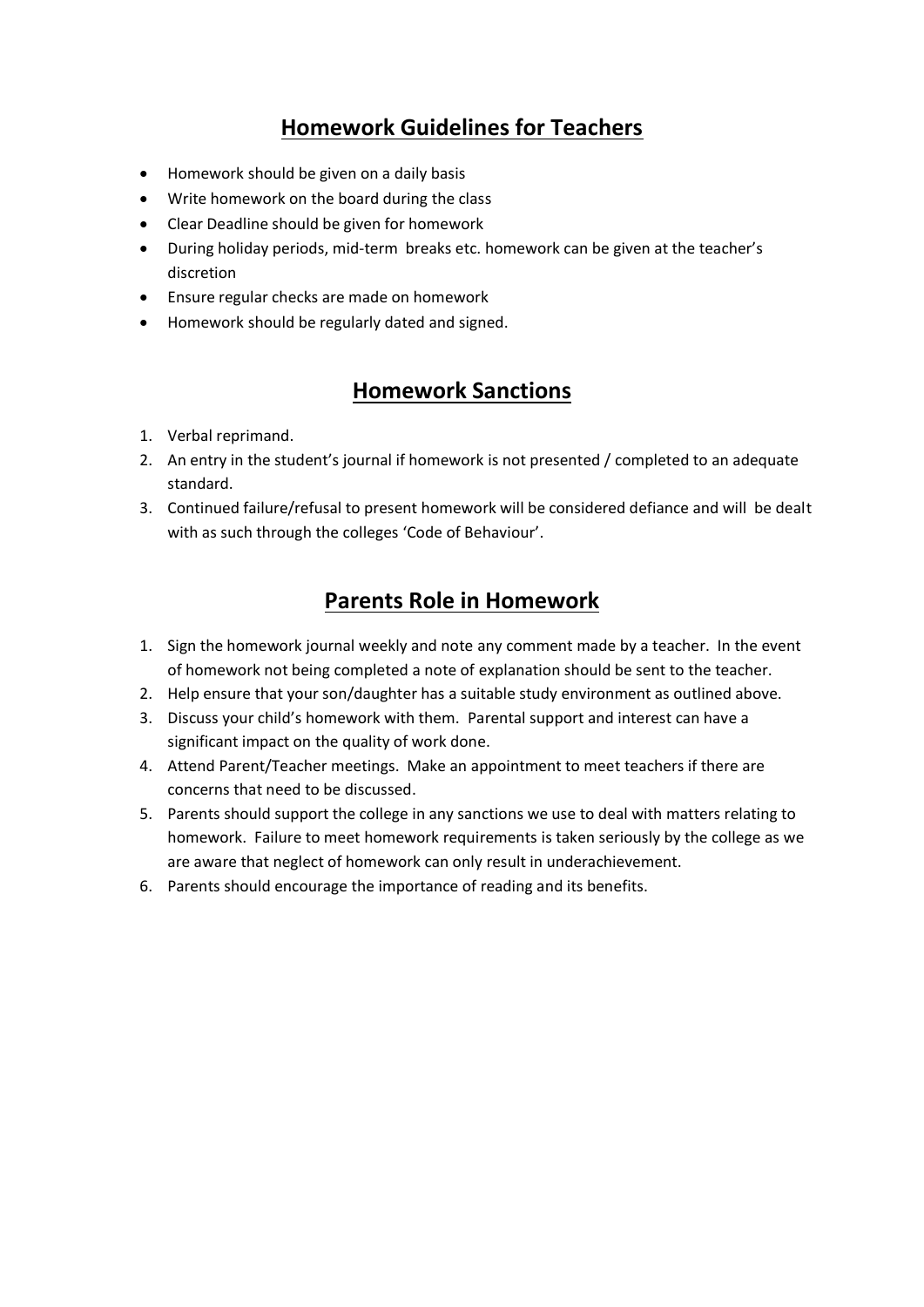## Homework Guidelines for Teachers

- Homework should be given on a daily basis
- Write homework on the board during the class
- Clear Deadline should be given for homework
- During holiday periods, mid-term breaks etc. homework can be given at the teacher's discretion
- Ensure regular checks are made on homework
- Homework should be regularly dated and signed.

## Homework Sanctions

1. Verbal reprimand.
2. An entry in the student's journal if homework is not presented / completed to an adequate standard.
3. Continued failure/refusal to present homework will be considered defiance and will be dealt with as such through the colleges 'Code of Behaviour'.

## Parents Role in Homework

1. Sign the homework journal weekly and note any comment made by a teacher. In the event of homework not being completed a note of explanation should be sent to the teacher.
2. Help ensure that your son/daughter has a suitable study environment as outlined above.
3. Discuss your child's homework with them. Parental support and interest can have a significant impact on the quality of work done.
4. Attend Parent/Teacher meetings. Make an appointment to meet teachers if there are concerns that need to be discussed.
5. Parents should support the college in any sanctions we use to deal with matters relating to homework. Failure to meet homework requirements is taken seriously by the college as we are aware that neglect of homework can only result in underachievement.
6. Parents should encourage the importance of reading and its benefits.